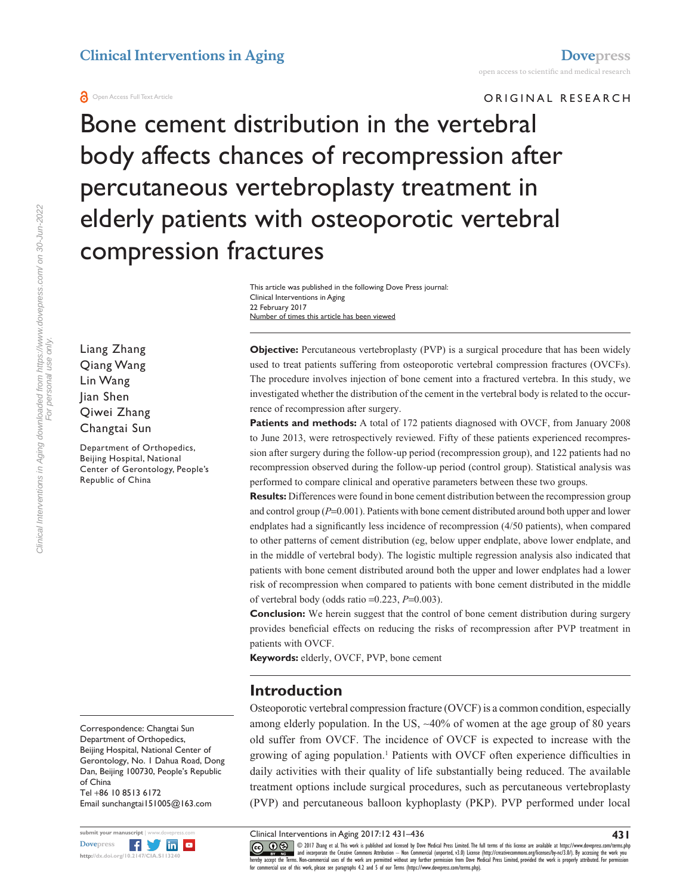ORIGINAL RESEARCH

# Bone cement distribution in the vertebral body affects chances of recompression after percutaneous vertebroplasty treatment in elderly patients with osteoporotic vertebral compression fractures

This article was published in the following Dove Press journal:
Clinical Interventions in Aging
22 February 2017
Number of times this article has been viewed

Liang Zhang
Qiang Wang
Lin Wang
Jian Shen
Qiwei Zhang
Changtai Sun

Department of Orthopedics, Beijing Hospital, National Center of Gerontology, People's Republic of China

**Objective:** Percutaneous vertebroplasty (PVP) is a surgical procedure that has been widely used to treat patients suffering from osteoporotic vertebral compression fractures (OVCFs). The procedure involves injection of bone cement into a fractured vertebra. In this study, we investigated whether the distribution of the cement in the vertebral body is related to the occurrence of recompression after surgery.

**Patients and methods:** A total of 172 patients diagnosed with OVCF, from January 2008 to June 2013, were retrospectively reviewed. Fifty of these patients experienced recompression after surgery during the follow-up period (recompression group), and 122 patients had no recompression observed during the follow-up period (control group). Statistical analysis was performed to compare clinical and operative parameters between these two groups.

**Results:** Differences were found in bone cement distribution between the recompression group and control group ($P$=0.001). Patients with bone cement distributed around both upper and lower endplates had a significantly less incidence of recompression (4/50 patients), when compared to other patterns of cement distribution (eg, below upper endplate, above lower endplate, and in the middle of vertebral body). The logistic multiple regression analysis also indicated that patients with bone cement distributed around both the upper and lower endplates had a lower risk of recompression when compared to patients with bone cement distributed in the middle of vertebral body (odds ratio =0.223, $P$=0.003).

**Conclusion:** We herein suggest that the control of bone cement distribution during surgery provides beneficial effects on reducing the risks of recompression after PVP treatment in patients with OVCF.

**Keywords:** elderly, OVCF, PVP, bone cement

## Introduction

Osteoporotic vertebral compression fracture (OVCF) is a common condition, especially among elderly population. In the US, ~40% of women at the age group of 80 years old suffer from OVCF. The incidence of OVCF is expected to increase with the growing of aging population.[1] Patients with OVCF often experience difficulties in daily activities with their quality of life substantially being reduced. The available treatment options include surgical procedures, such as percutaneous vertebroplasty (PVP) and percutaneous balloon kyphoplasty (PKP). PVP performed under local

Correspondence: Changtai Sun
Department of Orthopedics, Beijing Hospital, National Center of Gerontology, No. 1 Dahua Road, Dong Dan, Beijing 100730, People's Republic of China
Tel +86 10 8513 6172
Email sunchangtai151005@163.com

© 2017 Zhang et al. This work is published and licensed by Dove Medical Press Limited. The full terms of this license are available at https://www.dovepress.com/terms.php and incorporate the Creative Commons Attribution – Non Commercial (unported, v3.0) License (http://creativecommons.org/licenses/by-nc/3.0/). By accessing the work you hereby accept the Terms. Non-commercial uses of the work are permitted without any further permission from Dove Medical Press Limited, provided the work is properly attributed. For permission for commercial use of this work, please see paragraphs 4.2 and 5 of our Terms (https://www.dovepress.com/terms.php).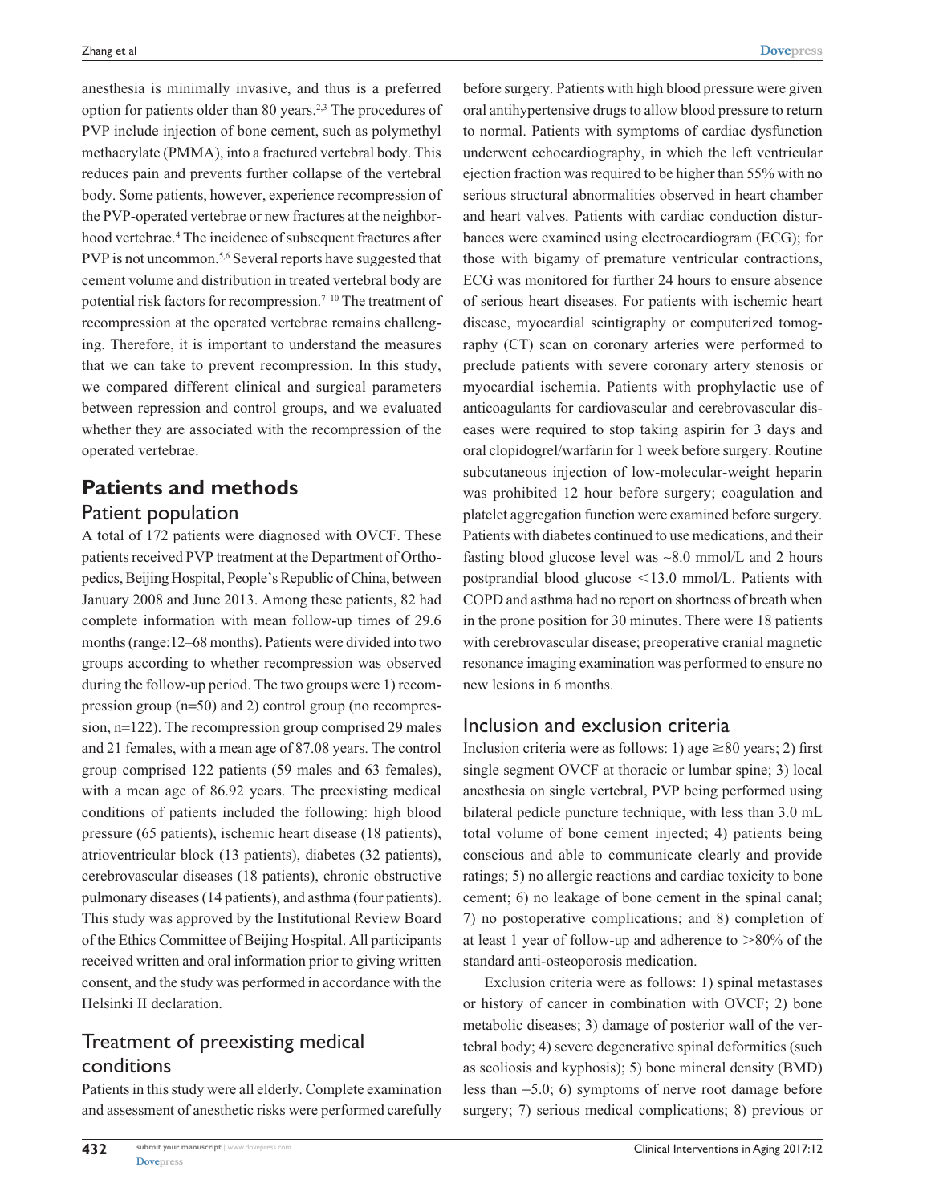anesthesia is minimally invasive, and thus is a preferred option for patients older than 80 years.[2,3] The procedures of PVP include injection of bone cement, such as polymethyl methacrylate (PMMA), into a fractured vertebral body. This reduces pain and prevents further collapse of the vertebral body. Some patients, however, experience recompression of the PVP-operated vertebrae or new fractures at the neighborhood vertebrae.[4] The incidence of subsequent fractures after PVP is not uncommon.[5,6] Several reports have suggested that cement volume and distribution in treated vertebral body are potential risk factors for recompression.[7–10] The treatment of recompression at the operated vertebrae remains challenging. Therefore, it is important to understand the measures that we can take to prevent recompression. In this study, we compared different clinical and surgical parameters between repression and control groups, and we evaluated whether they are associated with the recompression of the operated vertebrae.

## Patients and methods

### Patient population

A total of 172 patients were diagnosed with OVCF. These patients received PVP treatment at the Department of Orthopedics, Beijing Hospital, People's Republic of China, between January 2008 and June 2013. Among these patients, 82 had complete information with mean follow-up times of 29.6 months (range: 12–68 months). Patients were divided into two groups according to whether recompression was observed during the follow-up period. The two groups were 1) recompression group (n=50) and 2) control group (no recompression, n=122). The recompression group comprised 29 males and 21 females, with a mean age of 87.08 years. The control group comprised 122 patients (59 males and 63 females), with a mean age of 86.92 years. The preexisting medical conditions of patients included the following: high blood pressure (65 patients), ischemic heart disease (18 patients), atrioventricular block (13 patients), diabetes (32 patients), cerebrovascular diseases (18 patients), chronic obstructive pulmonary diseases (14 patients), and asthma (four patients). This study was approved by the Institutional Review Board of the Ethics Committee of Beijing Hospital. All participants received written and oral information prior to giving written consent, and the study was performed in accordance with the Helsinki II declaration.

### Treatment of preexisting medical conditions

Patients in this study were all elderly. Complete examination and assessment of anesthetic risks were performed carefully before surgery. Patients with high blood pressure were given oral antihypertensive drugs to allow blood pressure to return to normal. Patients with symptoms of cardiac dysfunction underwent echocardiography, in which the left ventricular ejection fraction was required to be higher than 55% with no serious structural abnormalities observed in heart chamber and heart valves. Patients with cardiac conduction disturbances were examined using electrocardiogram (ECG); for those with bigamy of premature ventricular contractions, ECG was monitored for further 24 hours to ensure absence of serious heart diseases. For patients with ischemic heart disease, myocardial scintigraphy or computerized tomography (CT) scan on coronary arteries were performed to preclude patients with severe coronary artery stenosis or myocardial ischemia. Patients with prophylactic use of anticoagulants for cardiovascular and cerebrovascular diseases were required to stop taking aspirin for 3 days and oral clopidogrel/warfarin for 1 week before surgery. Routine subcutaneous injection of low-molecular-weight heparin was prohibited 12 hour before surgery; coagulation and platelet aggregation function were examined before surgery. Patients with diabetes continued to use medications, and their fasting blood glucose level was ~8.0 mmol/L and 2 hours postprandial blood glucose <13.0 mmol/L. Patients with COPD and asthma had no report on shortness of breath when in the prone position for 30 minutes. There were 18 patients with cerebrovascular disease; preoperative cranial magnetic resonance imaging examination was performed to ensure no new lesions in 6 months.

### Inclusion and exclusion criteria

Inclusion criteria were as follows: 1) age ≥80 years; 2) first single segment OVCF at thoracic or lumbar spine; 3) local anesthesia on single vertebral, PVP being performed using bilateral pedicle puncture technique, with less than 3.0 mL total volume of bone cement injected; 4) patients being conscious and able to communicate clearly and provide ratings; 5) no allergic reactions and cardiac toxicity to bone cement; 6) no leakage of bone cement in the spinal canal; 7) no postoperative complications; and 8) completion of at least 1 year of follow-up and adherence to >80% of the standard anti-osteoporosis medication.

Exclusion criteria were as follows: 1) spinal metastases or history of cancer in combination with OVCF; 2) bone metabolic diseases; 3) damage of posterior wall of the vertebral body; 4) severe degenerative spinal deformities (such as scoliosis and kyphosis); 5) bone mineral density (BMD) less than −5.0; 6) symptoms of nerve root damage before surgery; 7) serious medical complications; 8) previous or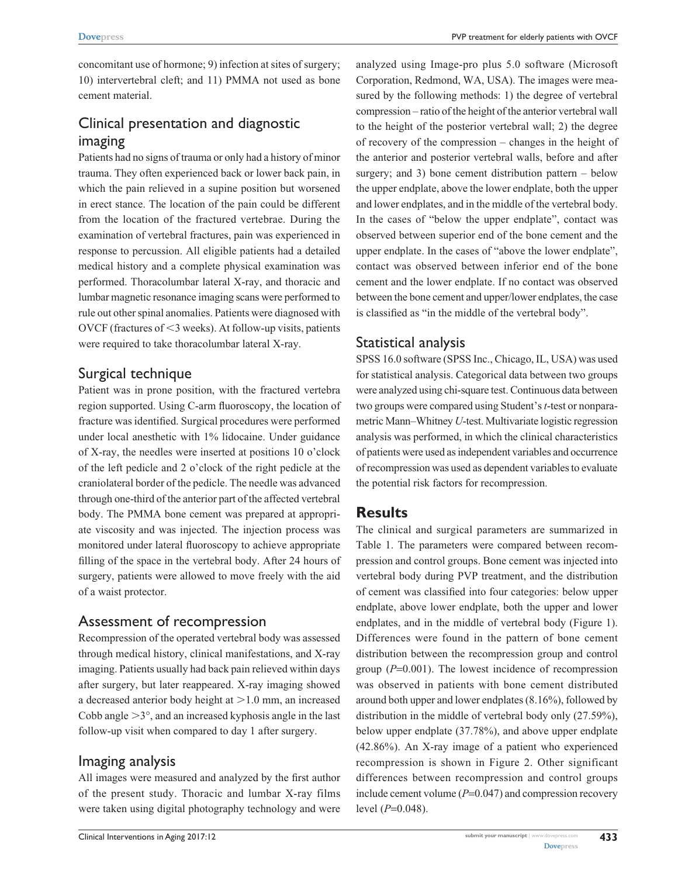concomitant use of hormone; 9) infection at sites of surgery; 10) intervertebral cleft; and 11) PMMA not used as bone cement material.

## Clinical presentation and diagnostic imaging

Patients had no signs of trauma or only had a history of minor trauma. They often experienced back or lower back pain, in which the pain relieved in a supine position but worsened in erect stance. The location of the pain could be different from the location of the fractured vertebrae. During the examination of vertebral fractures, pain was experienced in response to percussion. All eligible patients had a detailed medical history and a complete physical examination was performed. Thoracolumbar lateral X-ray, and thoracic and lumbar magnetic resonance imaging scans were performed to rule out other spinal anomalies. Patients were diagnosed with OVCF (fractures of <3 weeks). At follow-up visits, patients were required to take thoracolumbar lateral X-ray.

## Surgical technique

Patient was in prone position, with the fractured vertebra region supported. Using C-arm fluoroscopy, the location of fracture was identified. Surgical procedures were performed under local anesthetic with 1% lidocaine. Under guidance of X-ray, the needles were inserted at positions 10 o'clock of the left pedicle and 2 o'clock of the right pedicle at the craniolateral border of the pedicle. The needle was advanced through one-third of the anterior part of the affected vertebral body. The PMMA bone cement was prepared at appropriate viscosity and was injected. The injection process was monitored under lateral fluoroscopy to achieve appropriate filling of the space in the vertebral body. After 24 hours of surgery, patients were allowed to move freely with the aid of a waist protector.

## Assessment of recompression

Recompression of the operated vertebral body was assessed through medical history, clinical manifestations, and X-ray imaging. Patients usually had back pain relieved within days after surgery, but later reappeared. X-ray imaging showed a decreased anterior body height at >1.0 mm, an increased Cobb angle >3°, and an increased kyphosis angle in the last follow-up visit when compared to day 1 after surgery.

## Imaging analysis

All images were measured and analyzed by the first author of the present study. Thoracic and lumbar X-ray films were taken using digital photography technology and were analyzed using Image-pro plus 5.0 software (Microsoft Corporation, Redmond, WA, USA). The images were measured by the following methods: 1) the degree of vertebral compression – ratio of the height of the anterior vertebral wall to the height of the posterior vertebral wall; 2) the degree of recovery of the compression – changes in the height of the anterior and posterior vertebral walls, before and after surgery; and 3) bone cement distribution pattern – below the upper endplate, above the lower endplate, both the upper and lower endplates, and in the middle of the vertebral body. In the cases of "below the upper endplate", contact was observed between superior end of the bone cement and the upper endplate. In the cases of "above the lower endplate", contact was observed between inferior end of the bone cement and the lower endplate. If no contact was observed between the bone cement and upper/lower endplates, the case is classified as "in the middle of the vertebral body".

## Statistical analysis

SPSS 16.0 software (SPSS Inc., Chicago, IL, USA) was used for statistical analysis. Categorical data between two groups were analyzed using chi-square test. Continuous data between two groups were compared using Student's *t*-test or nonparametric Mann–Whitney *U*-test. Multivariate logistic regression analysis was performed, in which the clinical characteristics of patients were used as independent variables and occurrence of recompression was used as dependent variables to evaluate the potential risk factors for recompression.

# Results

The clinical and surgical parameters are summarized in Table 1. The parameters were compared between recompression and control groups. Bone cement was injected into vertebral body during PVP treatment, and the distribution of cement was classified into four categories: below upper endplate, above lower endplate, both the upper and lower endplates, and in the middle of vertebral body (Figure 1). Differences were found in the pattern of bone cement distribution between the recompression group and control group ($P$=0.001). The lowest incidence of recompression was observed in patients with bone cement distributed around both upper and lower endplates (8.16%), followed by distribution in the middle of vertebral body only (27.59%), below upper endplate (37.78%), and above upper endplate (42.86%). An X-ray image of a patient who experienced recompression is shown in Figure 2. Other significant differences between recompression and control groups include cement volume ($P$=0.047) and compression recovery level ($P$=0.048).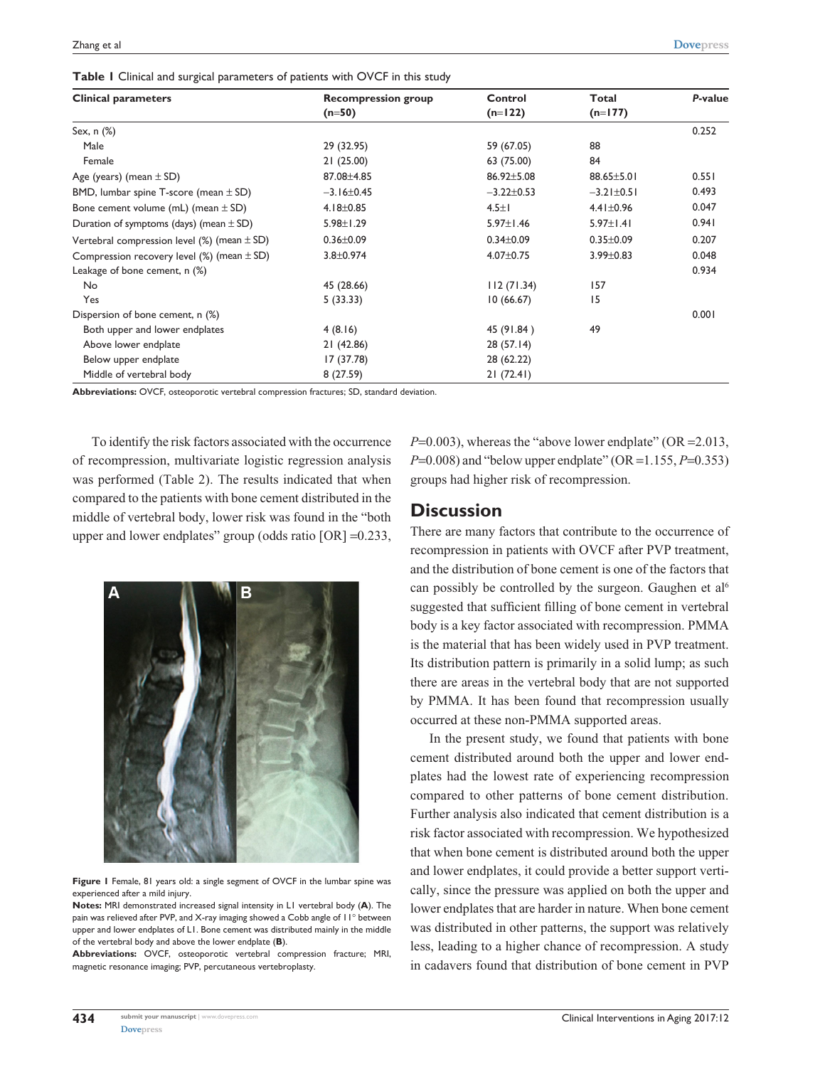**Table 1** Clinical and surgical parameters of patients with OVCF in this study

| Clinical parameters | Recompression group (n=50) | Control (n=122) | Total (n=177) | *P*-value |
|---|---|---|---|---|
| Sex, n (%) | | | | 0.252 |
| Male | 29 (32.95) | 59 (67.05) | 88 | |
| Female | 21 (25.00) | 63 (75.00) | 84 | |
| Age (years) (mean ± SD) | 87.08±4.85 | 86.92±5.08 | 88.65±5.01 | 0.551 |
| BMD, lumbar spine T-score (mean ± SD) | −3.16±0.45 | −3.22±0.53 | −3.21±0.51 | 0.493 |
| Bone cement volume (mL) (mean ± SD) | 4.18±0.85 | 4.5±1 | 4.41±0.96 | 0.047 |
| Duration of symptoms (days) (mean ± SD) | 5.98±1.29 | 5.97±1.46 | 5.97±1.41 | 0.941 |
| Vertebral compression level (%) (mean ± SD) | 0.36±0.09 | 0.34±0.09 | 0.35±0.09 | 0.207 |
| Compression recovery level (%) (mean ± SD) | 3.8±0.974 | 4.07±0.75 | 3.99±0.83 | 0.048 |
| Leakage of bone cement, n (%) | | | | 0.934 |
| No | 45 (28.66) | 112 (71.34) | 157 | |
| Yes | 5 (33.33) | 10 (66.67) | 15 | |
| Dispersion of bone cement, n (%) | | | | 0.001 |
| Both upper and lower endplates | 4 (8.16) | 45 (91.84 ) | 49 | |
| Above lower endplate | 21 (42.86) | 28 (57.14) | | |
| Below upper endplate | 17 (37.78) | 28 (62.22) | | |
| Middle of vertebral body | 8 (27.59) | 21 (72.41) | | |

**Abbreviations:** OVCF, osteoporotic vertebral compression fractures; SD, standard deviation.

To identify the risk factors associated with the occurrence of recompression, multivariate logistic regression analysis was performed (Table 2). The results indicated that when compared to the patients with bone cement distributed in the middle of vertebral body, lower risk was found in the "both upper and lower endplates" group (odds ratio [OR] =0.233, $P$=0.003), whereas the "above lower endplate" (OR =2.013, $P$=0.008) and "below upper endplate" (OR =1.155, $P$=0.353) groups had higher risk of recompression.

**Figure 1** Female, 81 years old: a single segment of OVCF in the lumbar spine was experienced after a mild injury.
**Notes:** MRI demonstrated increased signal intensity in L1 vertebral body (**A**). The pain was relieved after PVP, and X-ray imaging showed a Cobb angle of 11° between upper and lower endplates of L1. Bone cement was distributed mainly in the middle of the vertebral body and above the lower endplate (**B**).
**Abbreviations:** OVCF, osteoporotic vertebral compression fracture; MRI, magnetic resonance imaging; PVP, percutaneous vertebroplasty.

## Discussion

There are many factors that contribute to the occurrence of recompression in patients with OVCF after PVP treatment, and the distribution of bone cement is one of the factors that can possibly be controlled by the surgeon. Gaughen et al[6] suggested that sufficient filling of bone cement in vertebral body is a key factor associated with recompression. PMMA is the material that has been widely used in PVP treatment. Its distribution pattern is primarily in a solid lump; as such there are areas in the vertebral body that are not supported by PMMA. It has been found that recompression usually occurred at these non-PMMA supported areas.

In the present study, we found that patients with bone cement distributed around both the upper and lower endplates had the lowest rate of experiencing recompression compared to other patterns of bone cement distribution. Further analysis also indicated that cement distribution is a risk factor associated with recompression. We hypothesized that when bone cement is distributed around both the upper and lower endplates, it could provide a better support vertically, since the pressure was applied on both the upper and lower endplates that are harder in nature. When bone cement was distributed in other patterns, the support was relatively less, leading to a higher chance of recompression. A study in cadavers found that distribution of bone cement in PVP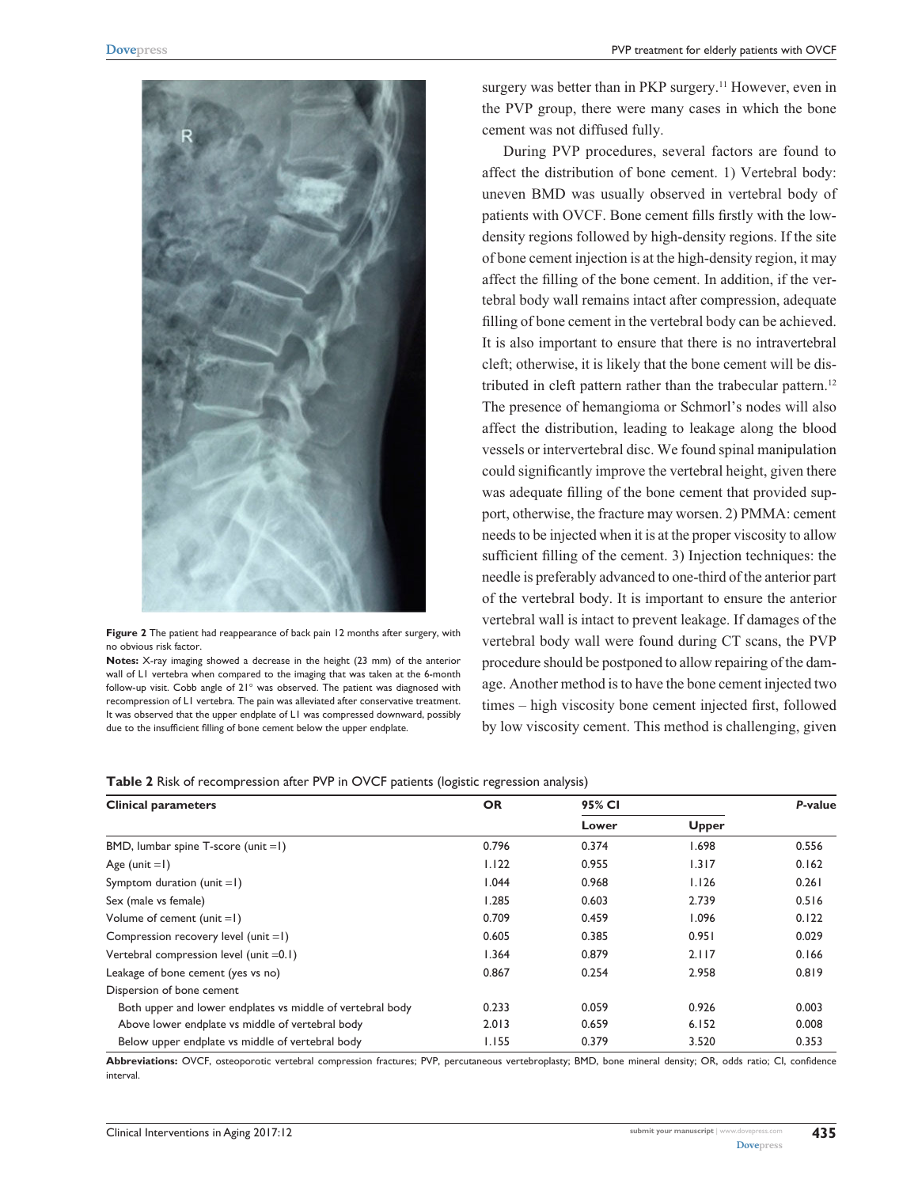**Figure 2** The patient had reappearance of back pain 12 months after surgery, with no obvious risk factor.

**Notes:** X-ray imaging showed a decrease in the height (23 mm) of the anterior wall of L1 vertebra when compared to the imaging that was taken at the 6-month follow-up visit. Cobb angle of 21° was observed. The patient was diagnosed with recompression of L1 vertebra. The pain was alleviated after conservative treatment. It was observed that the upper endplate of L1 was compressed downward, possibly due to the insufficient filling of bone cement below the upper endplate.

surgery was better than in PKP surgery.[11] However, even in the PVP group, there were many cases in which the bone cement was not diffused fully.

During PVP procedures, several factors are found to affect the distribution of bone cement. 1) Vertebral body: uneven BMD was usually observed in vertebral body of patients with OVCF. Bone cement fills firstly with the low-density regions followed by high-density regions. If the site of bone cement injection is at the high-density region, it may affect the filling of the bone cement. In addition, if the vertebral body wall remains intact after compression, adequate filling of bone cement in the vertebral body can be achieved. It is also important to ensure that there is no intravertebral cleft; otherwise, it is likely that the bone cement will be distributed in cleft pattern rather than the trabecular pattern.[12] The presence of hemangioma or Schmorl's nodes will also affect the distribution, leading to leakage along the blood vessels or intervertebral disc. We found spinal manipulation could significantly improve the vertebral height, given there was adequate filling of the bone cement that provided support, otherwise, the fracture may worsen. 2) PMMA: cement needs to be injected when it is at the proper viscosity to allow sufficient filling of the cement. 3) Injection techniques: the needle is preferably advanced to one-third of the anterior part of the vertebral body. It is important to ensure the anterior vertebral wall is intact to prevent leakage. If damages of the vertebral body wall were found during CT scans, the PVP procedure should be postponed to allow repairing of the damage. Another method is to have the bone cement injected two times – high viscosity bone cement injected first, followed by low viscosity cement. This method is challenging, given

**Table 2** Risk of recompression after PVP in OVCF patients (logistic regression analysis)

| Clinical parameters | OR | 95% CI | | *P*-value |
|---|---|---|---|---|
| | | Lower | Upper | |
| BMD, lumbar spine T-score (unit =1) | 0.796 | 0.374 | 1.698 | 0.556 |
| Age (unit =1) | 1.122 | 0.955 | 1.317 | 0.162 |
| Symptom duration (unit =1) | 1.044 | 0.968 | 1.126 | 0.261 |
| Sex (male vs female) | 1.285 | 0.603 | 2.739 | 0.516 |
| Volume of cement (unit =1) | 0.709 | 0.459 | 1.096 | 0.122 |
| Compression recovery level (unit =1) | 0.605 | 0.385 | 0.951 | 0.029 |
| Vertebral compression level (unit =0.1) | 1.364 | 0.879 | 2.117 | 0.166 |
| Leakage of bone cement (yes vs no) | 0.867 | 0.254 | 2.958 | 0.819 |
| Dispersion of bone cement | | | | |
| Both upper and lower endplates vs middle of vertebral body | 0.233 | 0.059 | 0.926 | 0.003 |
| Above lower endplate vs middle of vertebral body | 2.013 | 0.659 | 6.152 | 0.008 |
| Below upper endplate vs middle of vertebral body | 1.155 | 0.379 | 3.520 | 0.353 |

**Abbreviations:** OVCF, osteoporotic vertebral compression fractures; PVP, percutaneous vertebroplasty; BMD, bone mineral density; OR, odds ratio; CI, confidence interval.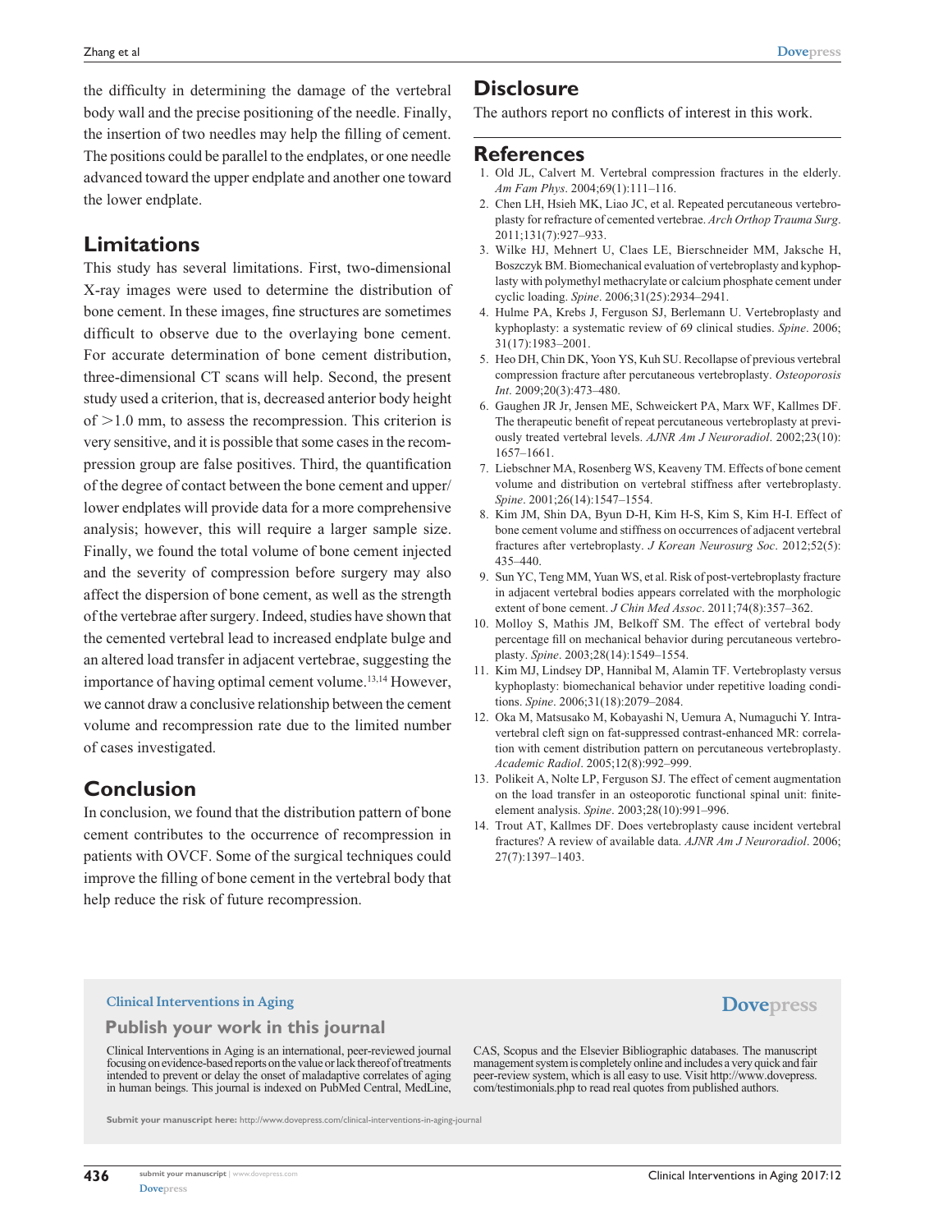the difficulty in determining the damage of the vertebral body wall and the precise positioning of the needle. Finally, the insertion of two needles may help the filling of cement. The positions could be parallel to the endplates, or one needle advanced toward the upper endplate and another one toward the lower endplate.

## Limitations

This study has several limitations. First, two-dimensional X-ray images were used to determine the distribution of bone cement. In these images, fine structures are sometimes difficult to observe due to the overlaying bone cement. For accurate determination of bone cement distribution, three-dimensional CT scans will help. Second, the present study used a criterion, that is, decreased anterior body height of >1.0 mm, to assess the recompression. This criterion is very sensitive, and it is possible that some cases in the recompression group are false positives. Third, the quantification of the degree of contact between the bone cement and upper/lower endplates will provide data for a more comprehensive analysis; however, this will require a larger sample size. Finally, we found the total volume of bone cement injected and the severity of compression before surgery may also affect the dispersion of bone cement, as well as the strength of the vertebrae after surgery. Indeed, studies have shown that the cemented vertebral lead to increased endplate bulge and an altered load transfer in adjacent vertebrae, suggesting the importance of having optimal cement volume.[13,14] However, we cannot draw a conclusive relationship between the cement volume and recompression rate due to the limited number of cases investigated.

## Conclusion

In conclusion, we found that the distribution pattern of bone cement contributes to the occurrence of recompression in patients with OVCF. Some of the surgical techniques could improve the filling of bone cement in the vertebral body that help reduce the risk of future recompression.

## Disclosure

The authors report no conflicts of interest in this work.

## References

1. Old JL, Calvert M. Vertebral compression fractures in the elderly. *Am Fam Phys*. 2004;69(1):111–116.
2. Chen LH, Hsieh MK, Liao JC, et al. Repeated percutaneous vertebroplasty for refracture of cemented vertebrae. *Arch Orthop Trauma Surg*. 2011;131(7):927–933.
3. Wilke HJ, Mehnert U, Claes LE, Bierschneider MM, Jaksche H, Boszczyk BM. Biomechanical evaluation of vertebroplasty and kyphoplasty with polymethyl methacrylate or calcium phosphate cement under cyclic loading. *Spine*. 2006;31(25):2934–2941.
4. Hulme PA, Krebs J, Ferguson SJ, Berlemann U. Vertebroplasty and kyphoplasty: a systematic review of 69 clinical studies. *Spine*. 2006; 31(17):1983–2001.
5. Heo DH, Chin DK, Yoon YS, Kuh SU. Recollapse of previous vertebral compression fracture after percutaneous vertebroplasty. *Osteoporosis Int*. 2009;20(3):473–480.
6. Gaughen JR Jr, Jensen ME, Schweickert PA, Marx WF, Kallmes DF. The therapeutic benefit of repeat percutaneous vertebroplasty at previously treated vertebral levels. *AJNR Am J Neuroradiol*. 2002;23(10): 1657–1661.
7. Liebschner MA, Rosenberg WS, Keaveny TM. Effects of bone cement volume and distribution on vertebral stiffness after vertebroplasty. *Spine*. 2001;26(14):1547–1554.
8. Kim JM, Shin DA, Byun D-H, Kim H-S, Kim S, Kim H-I. Effect of bone cement volume and stiffness on occurrences of adjacent vertebral fractures after vertebroplasty. *J Korean Neurosurg Soc*. 2012;52(5): 435–440.
9. Sun YC, Teng MM, Yuan WS, et al. Risk of post-vertebroplasty fracture in adjacent vertebral bodies appears correlated with the morphologic extent of bone cement. *J Chin Med Assoc*. 2011;74(8):357–362.
10. Molloy S, Mathis JM, Belkoff SM. The effect of vertebral body percentage fill on mechanical behavior during percutaneous vertebroplasty. *Spine*. 2003;28(14):1549–1554.
11. Kim MJ, Lindsey DP, Hannibal M, Alamin TF. Vertebroplasty versus kyphoplasty: biomechanical behavior under repetitive loading conditions. *Spine*. 2006;31(18):2079–2084.
12. Oka M, Matsusako M, Kobayashi N, Uemura A, Numaguchi Y. Intravertebral cleft sign on fat-suppressed contrast-enhanced MR: correlation with cement distribution pattern on percutaneous vertebroplasty. *Academic Radiol*. 2005;12(8):992–999.
13. Polikeit A, Nolte LP, Ferguson SJ. The effect of cement augmentation on the load transfer in an osteoporotic functional spinal unit: finite-element analysis. *Spine*. 2003;28(10):991–996.
14. Trout AT, Kallmes DF. Does vertebroplasty cause incident vertebral fractures? A review of available data. *AJNR Am J Neuroradiol*. 2006; 27(7):1397–1403.

**Clinical Interventions in Aging**

**Publish your work in this journal**

Clinical Interventions in Aging is an international, peer-reviewed journal focusing on evidence-based reports on the value or lack thereof of treatments intended to prevent or delay the onset of maladaptive correlates of aging in human beings. This journal is indexed on PubMed Central, MedLine, CAS, Scopus and the Elsevier Bibliographic databases. The manuscript management system is completely online and includes a very quick and fair peer-review system, which is all easy to use. Visit http://www.dovepress.com/testimonials.php to read real quotes from published authors.

**Submit your manuscript here:** http://www.dovepress.com/clinical-interventions-in-aging-journal